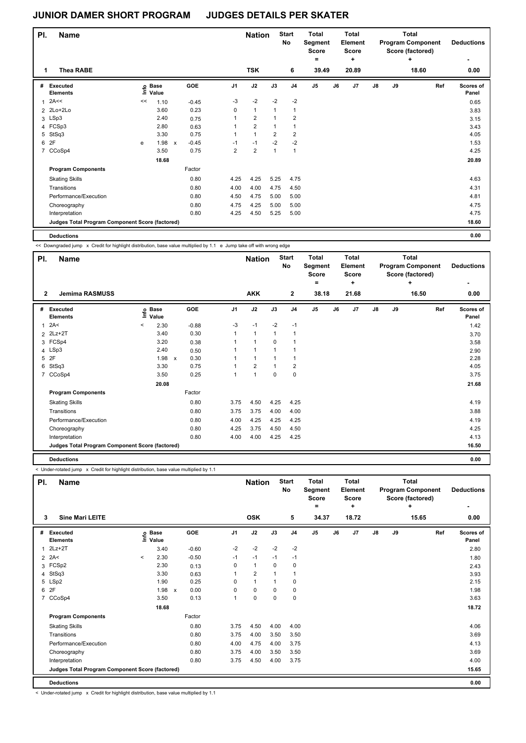# JUNIOR DAMER SHORT PROGRAM JUDGES DETAILS PER SKATER

| Pl. | Name | Nation | Start No | Total Segment Score = | Total Element Score + | Total Program Component Score (factored) + | Deductions - |
|---|---|---|---|---|---|---|---|
| 1 | Thea RABE | TSK | 6 | 39.49 | 20.89 | 18.60 | 0.00 |

| # | Executed Elements | Info | Base Value | | GOE | J1 | J2 | J3 | J4 | J5 | J6 | J7 | J8 | J9 | Ref | Scores of Panel |
|---|---|---|---|---|---|---|---|---|---|---|---|---|---|---|---|---|
| 1 | 2A<< | << | 1.10 | | -0.45 | -3 | -2 | -2 | -2 | | | | | | | 0.65 |
| 2 | 2Lo+2Lo | | 3.60 | | 0.23 | 0 | 1 | 1 | 1 | | | | | | | 3.83 |
| 3 | LSp3 | | 2.40 | | 0.75 | 1 | 2 | 1 | 2 | | | | | | | 3.15 |
| 4 | FCSp3 | | 2.80 | | 0.63 | 1 | 2 | 1 | 1 | | | | | | | 3.43 |
| 5 | StSq3 | | 3.30 | | 0.75 | 1 | 1 | 2 | 2 | | | | | | | 4.05 |
| 6 | 2F | e | 1.98 | x | -0.45 | -1 | -1 | -2 | -2 | | | | | | | 1.53 |
| 7 | CCoSp4 | | 3.50 | | 0.75 | 2 | 2 | 1 | 1 | | | | | | | 4.25 |
| | | | 18.68 | | | | | | | | | | | | | 20.89 |
| | **Program Components** | | | | Factor | | | | | | | | | | | |
| | Skating Skills | | | | 0.80 | 4.25 | 4.25 | 5.25 | 4.75 | | | | | | | 4.63 |
| | Transitions | | | | 0.80 | 4.00 | 4.00 | 4.75 | 4.50 | | | | | | | 4.31 |
| | Performance/Execution | | | | 0.80 | 4.50 | 4.75 | 5.00 | 5.00 | | | | | | | 4.81 |
| | Choreography | | | | 0.80 | 4.75 | 4.25 | 5.00 | 5.00 | | | | | | | 4.75 |
| | Interpretation | | | | 0.80 | 4.25 | 4.50 | 5.25 | 5.00 | | | | | | | 4.75 |
| | **Judges Total Program Component Score (factored)** | | | | | | | | | | | | | | | 18.60 |
| | **Deductions** | | | | | | | | | | | | | | | 0.00 |

<< Downgraded jump x Credit for highlight distribution, base value multiplied by 1.1 e Jump take off with wrong edge

| Pl. | Name | Nation | Start No | Total Segment Score = | Total Element Score + | Total Program Component Score (factored) + | Deductions - |
|---|---|---|---|---|---|---|---|
| 2 | Jemima RASMUSS | AKK | 2 | 38.18 | 21.68 | 16.50 | 0.00 |

| # | Executed Elements | Info | Base Value | | GOE | J1 | J2 | J3 | J4 | J5 | J6 | J7 | J8 | J9 | Ref | Scores of Panel |
|---|---|---|---|---|---|---|---|---|---|---|---|---|---|---|---|---|
| 1 | 2A< | < | 2.30 | | -0.88 | -3 | -1 | -2 | -1 | | | | | | | 1.42 |
| 2 | 2Lz+2T | | 3.40 | | 0.30 | 1 | 1 | 1 | 1 | | | | | | | 3.70 |
| 3 | FCSp4 | | 3.20 | | 0.38 | 1 | 1 | 0 | 1 | | | | | | | 3.58 |
| 4 | LSp3 | | 2.40 | | 0.50 | 1 | 1 | 1 | 1 | | | | | | | 2.90 |
| 5 | 2F | | 1.98 | x | 0.30 | 1 | 1 | 1 | 1 | | | | | | | 2.28 |
| 6 | StSq3 | | 3.30 | | 0.75 | 1 | 2 | 1 | 2 | | | | | | | 4.05 |
| 7 | CCoSp4 | | 3.50 | | 0.25 | 1 | 1 | 0 | 0 | | | | | | | 3.75 |
| | | | 20.08 | | | | | | | | | | | | | 21.68 |
| | **Program Components** | | | | Factor | | | | | | | | | | | |
| | Skating Skills | | | | 0.80 | 3.75 | 4.50 | 4.25 | 4.25 | | | | | | | 4.19 |
| | Transitions | | | | 0.80 | 3.75 | 3.75 | 4.00 | 4.00 | | | | | | | 3.88 |
| | Performance/Execution | | | | 0.80 | 4.00 | 4.25 | 4.25 | 4.25 | | | | | | | 4.19 |
| | Choreography | | | | 0.80 | 4.25 | 3.75 | 4.50 | 4.50 | | | | | | | 4.25 |
| | Interpretation | | | | 0.80 | 4.00 | 4.00 | 4.25 | 4.25 | | | | | | | 4.13 |
| | **Judges Total Program Component Score (factored)** | | | | | | | | | | | | | | | 16.50 |
| | **Deductions** | | | | | | | | | | | | | | | 0.00 |

< Under-rotated jump x Credit for highlight distribution, base value multiplied by 1.1

| Pl. | Name | Nation | Start No | Total Segment Score = | Total Element Score + | Total Program Component Score (factored) + | Deductions - |
|---|---|---|---|---|---|---|---|
| 3 | Sine Mari LEITE | OSK | 5 | 34.37 | 18.72 | 15.65 | 0.00 |

| # | Executed Elements | Info | Base Value | | GOE | J1 | J2 | J3 | J4 | J5 | J6 | J7 | J8 | J9 | Ref | Scores of Panel |
|---|---|---|---|---|---|---|---|---|---|---|---|---|---|---|---|---|
| 1 | 2Lz+2T | | 3.40 | | -0.60 | -2 | -2 | -2 | -2 | | | | | | | 2.80 |
| 2 | 2A< | < | 2.30 | | -0.50 | -1 | -1 | -1 | -1 | | | | | | | 1.80 |
| 3 | FCSp2 | | 2.30 | | 0.13 | 0 | 1 | 0 | 0 | | | | | | | 2.43 |
| 4 | StSq3 | | 3.30 | | 0.63 | 1 | 2 | 1 | 1 | | | | | | | 3.93 |
| 5 | LSp2 | | 1.90 | | 0.25 | 0 | 1 | 1 | 0 | | | | | | | 2.15 |
| 6 | 2F | | 1.98 | x | 0.00 | 0 | 0 | 0 | 0 | | | | | | | 1.98 |
| 7 | CCoSp4 | | 3.50 | | 0.13 | 1 | 0 | 0 | 0 | | | | | | | 3.63 |
| | | | 18.68 | | | | | | | | | | | | | 18.72 |
| | **Program Components** | | | | Factor | | | | | | | | | | | |
| | Skating Skills | | | | 0.80 | 3.75 | 4.50 | 4.00 | 4.00 | | | | | | | 4.06 |
| | Transitions | | | | 0.80 | 3.75 | 4.00 | 3.50 | 3.50 | | | | | | | 3.69 |
| | Performance/Execution | | | | 0.80 | 4.00 | 4.75 | 4.00 | 3.75 | | | | | | | 4.13 |
| | Choreography | | | | 0.80 | 3.75 | 4.00 | 3.50 | 3.50 | | | | | | | 3.69 |
| | Interpretation | | | | 0.80 | 3.75 | 4.50 | 4.00 | 3.75 | | | | | | | 4.00 |
| | **Judges Total Program Component Score (factored)** | | | | | | | | | | | | | | | 15.65 |
| | **Deductions** | | | | | | | | | | | | | | | 0.00 |

< Under-rotated jump x Credit for highlight distribution, base value multiplied by 1.1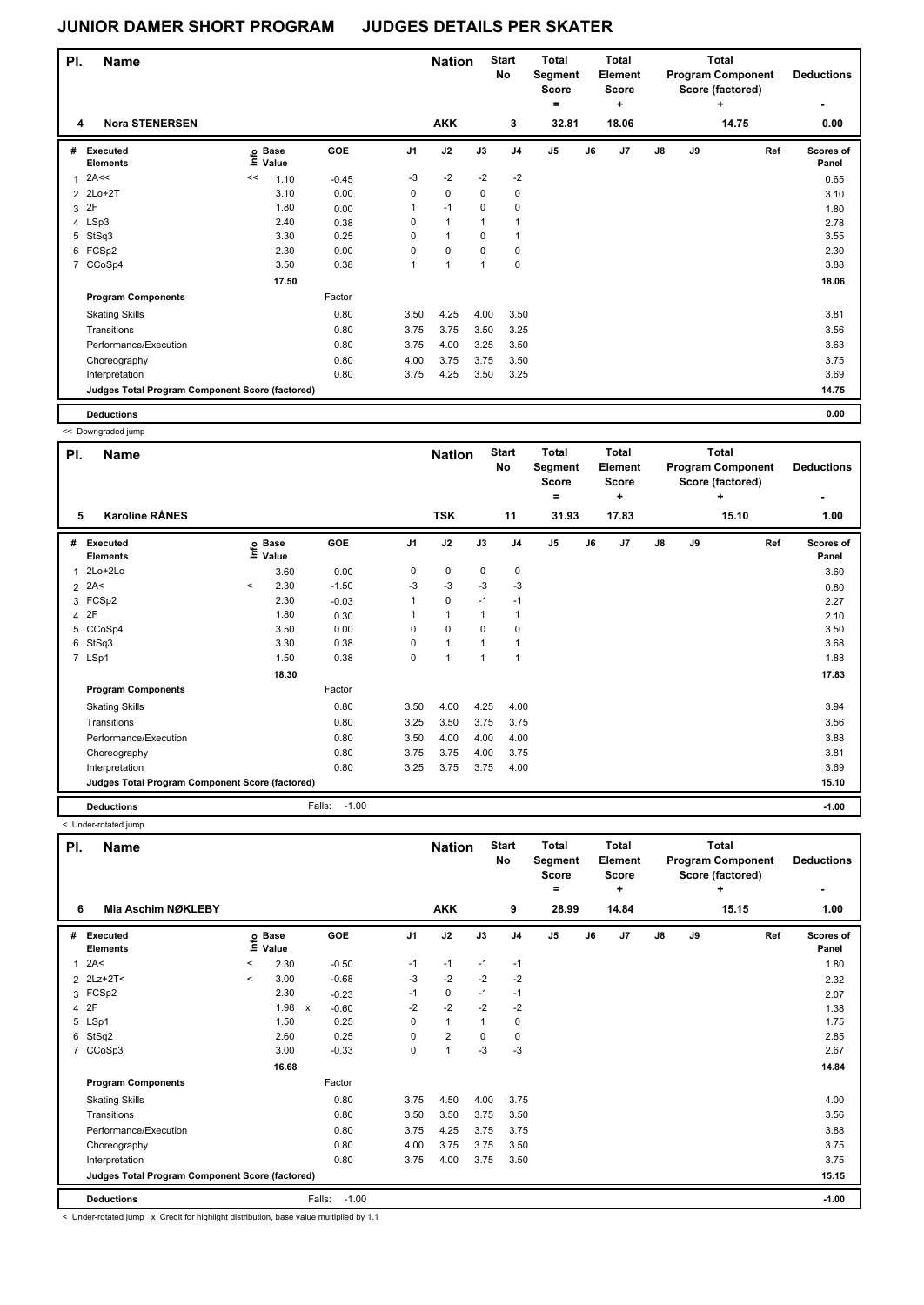# JUNIOR DAMER SHORT PROGRAM JUDGES DETAILS PER SKATER

| Pl. | Name | Nation | Start No | Total Segment Score = | Total Element Score + | Total Program Component Score (factored) + | Deductions - |
|---|---|---|---|---|---|---|---|
| 4 | Nora STENERSEN | AKK | 3 | 32.81 | 18.06 | 14.75 | 0.00 |

| # | Executed Elements | Info | Base Value | GOE | J1 | J2 | J3 | J4 | J5 | J6 | J7 | J8 | J9 | Ref | Scores of Panel |
|---|---|---|---|---|---|---|---|---|---|---|---|---|---|---|---|
| 1 | 2A<< | << | 1.10 | -0.45 | -3 | -2 | -2 | -2 | | | | | | | 0.65 |
| 2 | 2Lo+2T | | 3.10 | 0.00 | 0 | 0 | 0 | 0 | | | | | | | 3.10 |
| 3 | 2F | | 1.80 | 0.00 | 1 | -1 | 0 | 0 | | | | | | | 1.80 |
| 4 | LSp3 | | 2.40 | 0.38 | 0 | 1 | 1 | 1 | | | | | | | 2.78 |
| 5 | StSq3 | | 3.30 | 0.25 | 0 | 1 | 0 | 1 | | | | | | | 3.55 |
| 6 | FCSp2 | | 2.30 | 0.00 | 0 | 0 | 0 | 0 | | | | | | | 2.30 |
| 7 | CCoSp4 | | 3.50 | 0.38 | 1 | 1 | 1 | 0 | | | | | | | 3.88 |
| | | | 17.50 | | | | | | | | | | | | 18.06 |
| | Program Components | | | Factor | | | | | | | | | | | |
| | Skating Skills | | | 0.80 | 3.50 | 4.25 | 4.00 | 3.50 | | | | | | | 3.81 |
| | Transitions | | | 0.80 | 3.75 | 3.75 | 3.50 | 3.25 | | | | | | | 3.56 |
| | Performance/Execution | | | 0.80 | 3.75 | 4.00 | 3.25 | 3.50 | | | | | | | 3.63 |
| | Choreography | | | 0.80 | 4.00 | 3.75 | 3.75 | 3.50 | | | | | | | 3.75 |
| | Interpretation | | | 0.80 | 3.75 | 4.25 | 3.50 | 3.25 | | | | | | | 3.69 |
| | Judges Total Program Component Score (factored) | | | | | | | | | | | | | | 14.75 |
| | Deductions | | | | | | | | | | | | | | 0.00 |

<< Downgraded jump

| Pl. | Name | Nation | Start No | Total Segment Score = | Total Element Score + | Total Program Component Score (factored) + | Deductions - |
|---|---|---|---|---|---|---|---|
| 5 | Karoline RÅNES | TSK | 11 | 31.93 | 17.83 | 15.10 | 1.00 |

| # | Executed Elements | Info | Base Value | GOE | J1 | J2 | J3 | J4 | J5 | J6 | J7 | J8 | J9 | Ref | Scores of Panel |
|---|---|---|---|---|---|---|---|---|---|---|---|---|---|---|---|
| 1 | 2Lo+2Lo | | 3.60 | 0.00 | 0 | 0 | 0 | 0 | | | | | | | 3.60 |
| 2 | 2A< | < | 2.30 | -1.50 | -3 | -3 | -3 | -3 | | | | | | | 0.80 |
| 3 | FCSp2 | | 2.30 | -0.03 | 1 | 0 | -1 | -1 | | | | | | | 2.27 |
| 4 | 2F | | 1.80 | 0.30 | 1 | 1 | 1 | 1 | | | | | | | 2.10 |
| 5 | CCoSp4 | | 3.50 | 0.00 | 0 | 0 | 0 | 0 | | | | | | | 3.50 |
| 6 | StSq3 | | 3.30 | 0.38 | 0 | 1 | 1 | 1 | | | | | | | 3.68 |
| 7 | LSp1 | | 1.50 | 0.38 | 0 | 1 | 1 | 1 | | | | | | | 1.88 |
| | | | 18.30 | | | | | | | | | | | | 17.83 |
| | Program Components | | | Factor | | | | | | | | | | | |
| | Skating Skills | | | 0.80 | 3.50 | 4.00 | 4.25 | 4.00 | | | | | | | 3.94 |
| | Transitions | | | 0.80 | 3.25 | 3.50 | 3.75 | 3.75 | | | | | | | 3.56 |
| | Performance/Execution | | | 0.80 | 3.50 | 4.00 | 4.00 | 4.00 | | | | | | | 3.88 |
| | Choreography | | | 0.80 | 3.75 | 3.75 | 4.00 | 3.75 | | | | | | | 3.81 |
| | Interpretation | | | 0.80 | 3.25 | 3.75 | 3.75 | 4.00 | | | | | | | 3.69 |
| | Judges Total Program Component Score (factored) | | | | | | | | | | | | | | 15.10 |
| | Deductions | | | Falls: -1.00 | | | | | | | | | | | -1.00 |

< Under-rotated jump

| Pl. | Name | Nation | Start No | Total Segment Score = | Total Element Score + | Total Program Component Score (factored) + | Deductions - |
|---|---|---|---|---|---|---|---|
| 6 | Mia Aschim NØKLEBY | AKK | 9 | 28.99 | 14.84 | 15.15 | 1.00 |

| # | Executed Elements | Info | Base Value | GOE | J1 | J2 | J3 | J4 | J5 | J6 | J7 | J8 | J9 | Ref | Scores of Panel |
|---|---|---|---|---|---|---|---|---|---|---|---|---|---|---|---|
| 1 | 2A< | < | 2.30 | -0.50 | -1 | -1 | -1 | -1 | | | | | | | 1.80 |
| 2 | 2Lz+2T< | < | 3.00 | -0.68 | -3 | -2 | -2 | -2 | | | | | | | 2.32 |
| 3 | FCSp2 | | 2.30 | -0.23 | -1 | 0 | -1 | -1 | | | | | | | 2.07 |
| 4 | 2F | | 1.98 x | -0.60 | -2 | -2 | -2 | -2 | | | | | | | 1.38 |
| 5 | LSp1 | | 1.50 | 0.25 | 0 | 1 | 1 | 0 | | | | | | | 1.75 |
| 6 | StSq2 | | 2.60 | 0.25 | 0 | 2 | 0 | 0 | | | | | | | 2.85 |
| 7 | CCoSp3 | | 3.00 | -0.33 | 0 | 1 | -3 | -3 | | | | | | | 2.67 |
| | | | 16.68 | | | | | | | | | | | | 14.84 |
| | Program Components | | | Factor | | | | | | | | | | | |
| | Skating Skills | | | 0.80 | 3.75 | 4.50 | 4.00 | 3.75 | | | | | | | 4.00 |
| | Transitions | | | 0.80 | 3.50 | 3.50 | 3.75 | 3.50 | | | | | | | 3.56 |
| | Performance/Execution | | | 0.80 | 3.75 | 4.25 | 3.75 | 3.75 | | | | | | | 3.88 |
| | Choreography | | | 0.80 | 4.00 | 3.75 | 3.75 | 3.50 | | | | | | | 3.75 |
| | Interpretation | | | 0.80 | 3.75 | 4.00 | 3.75 | 3.50 | | | | | | | 3.75 |
| | Judges Total Program Component Score (factored) | | | | | | | | | | | | | | 15.15 |
| | Deductions | | | Falls: -1.00 | | | | | | | | | | | -1.00 |

< Under-rotated jump x Credit for highlight distribution, base value multiplied by 1.1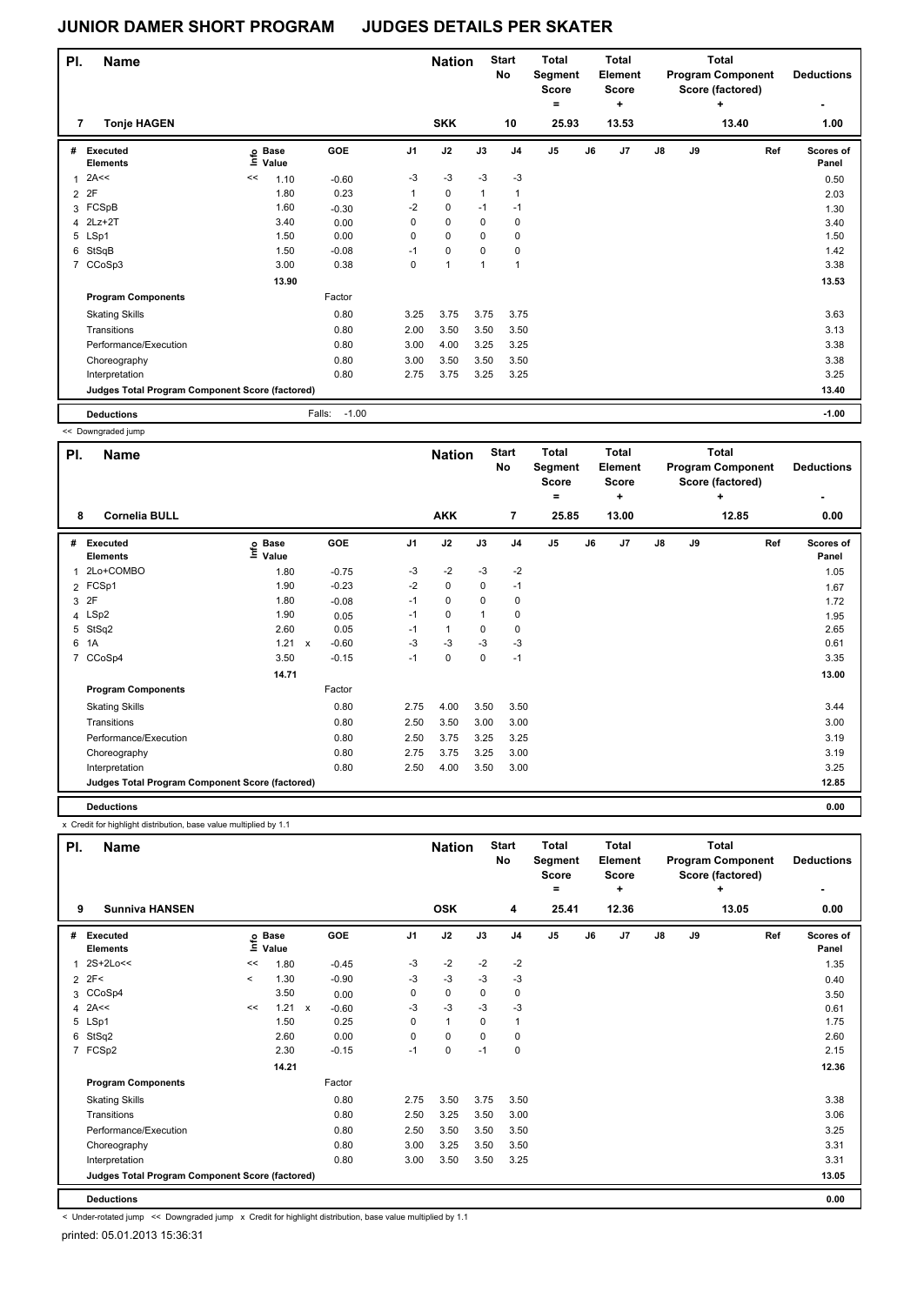# JUNIOR DAMER SHORT PROGRAM JUDGES DETAILS PER SKATER

| Pl. | Name | Nation | Start No | Total Segment Score = | Total Element Score + | Total Program Component Score (factored) + | Deductions - |
|---|---|---|---|---|---|---|---|
| 7 | Tonje HAGEN | SKK | 10 | 25.93 | 13.53 | 13.40 | 1.00 |

| # | Executed Elements | Info | Base Value | | GOE | J1 | J2 | J3 | J4 | J5 | J6 | J7 | J8 | J9 | Ref | Scores of Panel |
|---|---|---|---|---|---|---|---|---|---|---|---|---|---|---|---|---|
| 1 | 2A<< | << | 1.10 | | -0.60 | -3 | -3 | -3 | -3 | | | | | | | 0.50 |
| 2 | 2F | | 1.80 | | 0.23 | 1 | 0 | 1 | 1 | | | | | | | 2.03 |
| 3 | FCSpB | | 1.60 | | -0.30 | -2 | 0 | -1 | -1 | | | | | | | 1.30 |
| 4 | 2Lz+2T | | 3.40 | | 0.00 | 0 | 0 | 0 | 0 | | | | | | | 3.40 |
| 5 | LSp1 | | 1.50 | | 0.00 | 0 | 0 | 0 | 0 | | | | | | | 1.50 |
| 6 | StSqB | | 1.50 | | -0.08 | -1 | 0 | 0 | 0 | | | | | | | 1.42 |
| 7 | CCoSp3 | | 3.00 | | 0.38 | 0 | 1 | 1 | 1 | | | | | | | 3.38 |
| | | | 13.90 | | | | | | | | | | | | | 13.53 |
| | **Program Components** | | | | Factor | | | | | | | | | | | |
| | Skating Skills | | | | 0.80 | 3.25 | 3.75 | 3.75 | 3.75 | | | | | | | 3.63 |
| | Transitions | | | | 0.80 | 2.00 | 3.50 | 3.50 | 3.50 | | | | | | | 3.13 |
| | Performance/Execution | | | | 0.80 | 3.00 | 4.00 | 3.25 | 3.25 | | | | | | | 3.38 |
| | Choreography | | | | 0.80 | 3.00 | 3.50 | 3.50 | 3.50 | | | | | | | 3.38 |
| | Interpretation | | | | 0.80 | 2.75 | 3.75 | 3.25 | 3.25 | | | | | | | 3.25 |
| | **Judges Total Program Component Score (factored)** | | | | | | | | | | | | | | | 13.40 |
| | **Deductions** | | | | Falls: -1.00 | | | | | | | | | | | -1.00 |

<< Downgraded jump

| Pl. | Name | Nation | Start No | Total Segment Score = | Total Element Score + | Total Program Component Score (factored) + | Deductions - |
|---|---|---|---|---|---|---|---|
| 8 | Cornelia BULL | AKK | 7 | 25.85 | 13.00 | 12.85 | 0.00 |

| # | Executed Elements | Info | Base Value | | GOE | J1 | J2 | J3 | J4 | J5 | J6 | J7 | J8 | J9 | Ref | Scores of Panel |
|---|---|---|---|---|---|---|---|---|---|---|---|---|---|---|---|---|
| 1 | 2Lo+COMBO | | 1.80 | | -0.75 | -3 | -2 | -3 | -2 | | | | | | | 1.05 |
| 2 | FCSp1 | | 1.90 | | -0.23 | -2 | 0 | 0 | -1 | | | | | | | 1.67 |
| 3 | 2F | | 1.80 | | -0.08 | -1 | 0 | 0 | 0 | | | | | | | 1.72 |
| 4 | LSp2 | | 1.90 | | 0.05 | -1 | 0 | 1 | 0 | | | | | | | 1.95 |
| 5 | StSq2 | | 2.60 | | 0.05 | -1 | 1 | 0 | 0 | | | | | | | 2.65 |
| 6 | 1A | | 1.21 | x | -0.60 | -3 | -3 | -3 | -3 | | | | | | | 0.61 |
| 7 | CCoSp4 | | 3.50 | | -0.15 | -1 | 0 | 0 | -1 | | | | | | | 3.35 |
| | | | 14.71 | | | | | | | | | | | | | 13.00 |
| | **Program Components** | | | | Factor | | | | | | | | | | | |
| | Skating Skills | | | | 0.80 | 2.75 | 4.00 | 3.50 | 3.50 | | | | | | | 3.44 |
| | Transitions | | | | 0.80 | 2.50 | 3.50 | 3.00 | 3.00 | | | | | | | 3.00 |
| | Performance/Execution | | | | 0.80 | 2.50 | 3.75 | 3.25 | 3.25 | | | | | | | 3.19 |
| | Choreography | | | | 0.80 | 2.75 | 3.75 | 3.25 | 3.00 | | | | | | | 3.19 |
| | Interpretation | | | | 0.80 | 2.50 | 4.00 | 3.50 | 3.00 | | | | | | | 3.25 |
| | **Judges Total Program Component Score (factored)** | | | | | | | | | | | | | | | 12.85 |
| | **Deductions** | | | | | | | | | | | | | | | 0.00 |

x Credit for highlight distribution, base value multiplied by 1.1

| Pl. | Name | Nation | Start No | Total Segment Score = | Total Element Score + | Total Program Component Score (factored) + | Deductions - |
|---|---|---|---|---|---|---|---|
| 9 | Sunniva HANSEN | OSK | 4 | 25.41 | 12.36 | 13.05 | 0.00 |

| # | Executed Elements | Info | Base Value | | GOE | J1 | J2 | J3 | J4 | J5 | J6 | J7 | J8 | J9 | Ref | Scores of Panel |
|---|---|---|---|---|---|---|---|---|---|---|---|---|---|---|---|---|
| 1 | 2S+2Lo<< | << | 1.80 | | -0.45 | -3 | -2 | -2 | -2 | | | | | | | 1.35 |
| 2 | 2F< | < | 1.30 | | -0.90 | -3 | -3 | -3 | -3 | | | | | | | 0.40 |
| 3 | CCoSp4 | | 3.50 | | 0.00 | 0 | 0 | 0 | 0 | | | | | | | 3.50 |
| 4 | 2A<< | << | 1.21 | x | -0.60 | -3 | -3 | -3 | -3 | | | | | | | 0.61 |
| 5 | LSp1 | | 1.50 | | 0.25 | 0 | 1 | 0 | 1 | | | | | | | 1.75 |
| 6 | StSq2 | | 2.60 | | 0.00 | 0 | 0 | 0 | 0 | | | | | | | 2.60 |
| 7 | FCSp2 | | 2.30 | | -0.15 | -1 | 0 | -1 | 0 | | | | | | | 2.15 |
| | | | 14.21 | | | | | | | | | | | | | 12.36 |
| | **Program Components** | | | | Factor | | | | | | | | | | | |
| | Skating Skills | | | | 0.80 | 2.75 | 3.50 | 3.75 | 3.50 | | | | | | | 3.38 |
| | Transitions | | | | 0.80 | 2.50 | 3.25 | 3.50 | 3.00 | | | | | | | 3.06 |
| | Performance/Execution | | | | 0.80 | 2.50 | 3.50 | 3.50 | 3.50 | | | | | | | 3.25 |
| | Choreography | | | | 0.80 | 3.00 | 3.25 | 3.50 | 3.50 | | | | | | | 3.31 |
| | Interpretation | | | | 0.80 | 3.00 | 3.50 | 3.50 | 3.25 | | | | | | | 3.31 |
| | **Judges Total Program Component Score (factored)** | | | | | | | | | | | | | | | 13.05 |
| | **Deductions** | | | | | | | | | | | | | | | 0.00 |

< Under-rotated jump << Downgraded jump x Credit for highlight distribution, base value multiplied by 1.1

printed: 05.01.2013 15:36:31